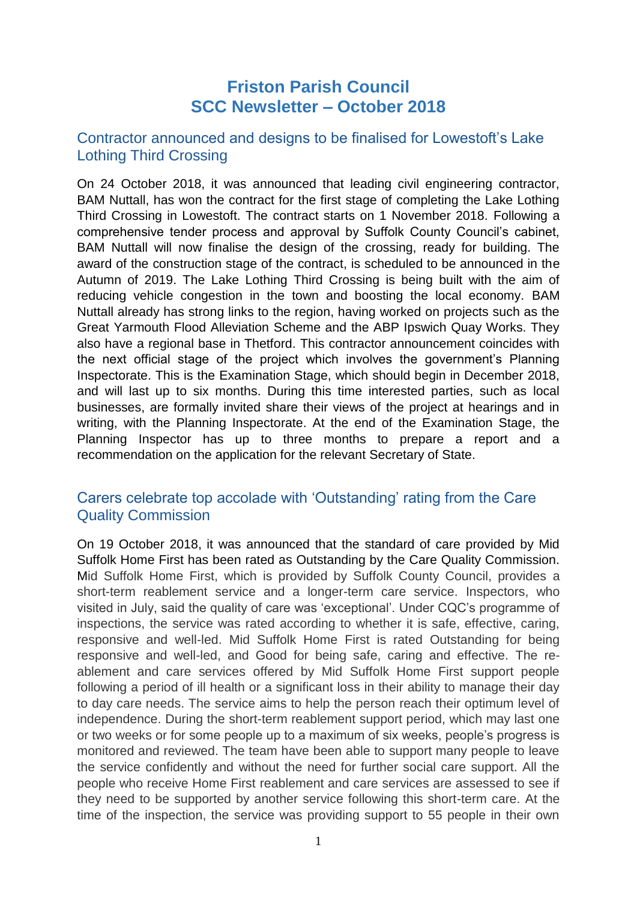# Friston Parish Council
# SCC Newsletter – October 2018

## Contractor announced and designs to be finalised for Lowestoft's Lake Lothing Third Crossing

On 24 October 2018, it was announced that leading civil engineering contractor, BAM Nuttall, has won the contract for the first stage of completing the Lake Lothing Third Crossing in Lowestoft. The contract starts on 1 November 2018. Following a comprehensive tender process and approval by Suffolk County Council's cabinet, BAM Nuttall will now finalise the design of the crossing, ready for building. The award of the construction stage of the contract, is scheduled to be announced in the Autumn of 2019. The Lake Lothing Third Crossing is being built with the aim of reducing vehicle congestion in the town and boosting the local economy. BAM Nuttall already has strong links to the region, having worked on projects such as the Great Yarmouth Flood Alleviation Scheme and the ABP Ipswich Quay Works. They also have a regional base in Thetford. This contractor announcement coincides with the next official stage of the project which involves the government's Planning Inspectorate. This is the Examination Stage, which should begin in December 2018, and will last up to six months. During this time interested parties, such as local businesses, are formally invited share their views of the project at hearings and in writing, with the Planning Inspectorate. At the end of the Examination Stage, the Planning Inspector has up to three months to prepare a report and a recommendation on the application for the relevant Secretary of State.

## Carers celebrate top accolade with 'Outstanding' rating from the Care Quality Commission

On 19 October 2018, it was announced that the standard of care provided by Mid Suffolk Home First has been rated as Outstanding by the Care Quality Commission. Mid Suffolk Home First, which is provided by Suffolk County Council, provides a short-term reablement service and a longer-term care service. Inspectors, who visited in July, said the quality of care was 'exceptional'. Under CQC's programme of inspections, the service was rated according to whether it is safe, effective, caring, responsive and well-led. Mid Suffolk Home First is rated Outstanding for being responsive and well-led, and Good for being safe, caring and effective. The re-ablement and care services offered by Mid Suffolk Home First support people following a period of ill health or a significant loss in their ability to manage their day to day care needs. The service aims to help the person reach their optimum level of independence. During the short-term reablement support period, which may last one or two weeks or for some people up to a maximum of six weeks, people's progress is monitored and reviewed. The team have been able to support many people to leave the service confidently and without the need for further social care support. All the people who receive Home First reablement and care services are assessed to see if they need to be supported by another service following this short-term care. At the time of the inspection, the service was providing support to 55 people in their own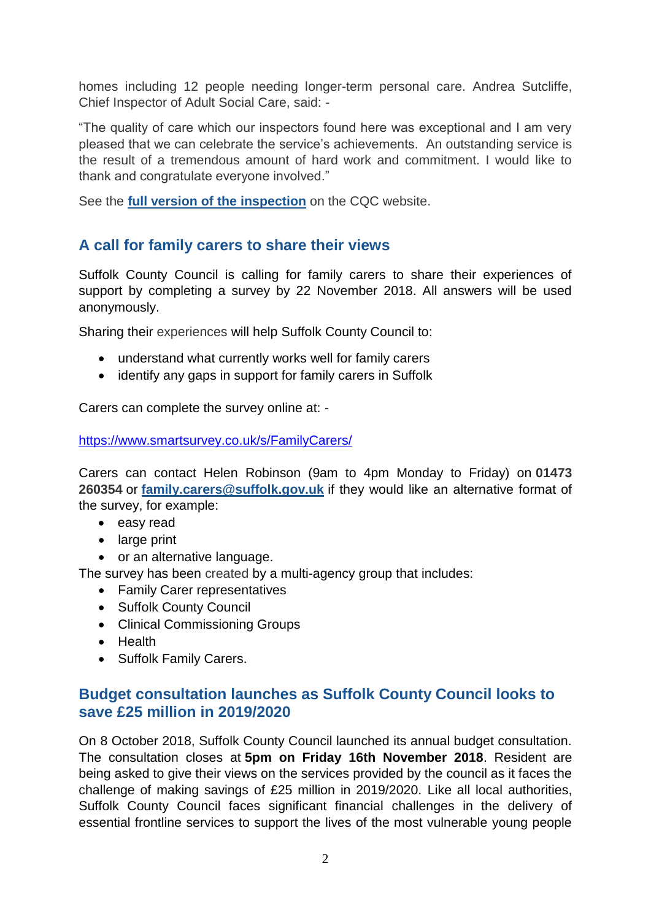homes including 12 people needing longer-term personal care. Andrea Sutcliffe, Chief Inspector of Adult Social Care, said: -

"The quality of care which our inspectors found here was exceptional and I am very pleased that we can celebrate the service's achievements. An outstanding service is the result of a tremendous amount of hard work and commitment. I would like to thank and congratulate everyone involved."

See the **full version of the inspection** on the CQC website.

## A call for family carers to share their views

Suffolk County Council is calling for family carers to share their experiences of support by completing a survey by 22 November 2018. All answers will be used anonymously.

Sharing their experiences will help Suffolk County Council to:

- understand what currently works well for family carers
- identify any gaps in support for family carers in Suffolk

Carers can complete the survey online at: -

https://www.smartsurvey.co.uk/s/FamilyCarers/

Carers can contact Helen Robinson (9am to 4pm Monday to Friday) on **01473 260354** or **family.carers@suffolk.gov.uk** if they would like an alternative format of the survey, for example:

- easy read
- large print
- or an alternative language.

The survey has been created by a multi-agency group that includes:

- Family Carer representatives
- Suffolk County Council
- Clinical Commissioning Groups
- Health
- Suffolk Family Carers.

## Budget consultation launches as Suffolk County Council looks to save £25 million in 2019/2020

On 8 October 2018, Suffolk County Council launched its annual budget consultation. The consultation closes at **5pm on Friday 16th November 2018**. Resident are being asked to give their views on the services provided by the council as it faces the challenge of making savings of £25 million in 2019/2020. Like all local authorities, Suffolk County Council faces significant financial challenges in the delivery of essential frontline services to support the lives of the most vulnerable young people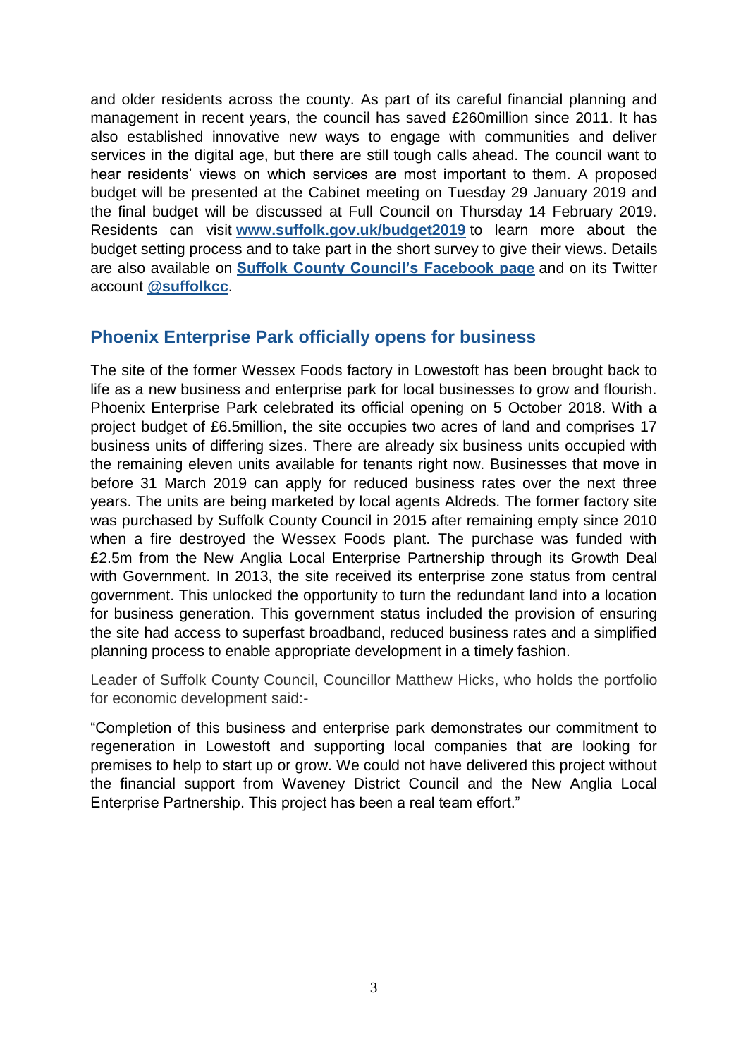and older residents across the county. As part of its careful financial planning and management in recent years, the council has saved £260million since 2011. It has also established innovative new ways to engage with communities and deliver services in the digital age, but there are still tough calls ahead. The council want to hear residents' views on which services are most important to them. A proposed budget will be presented at the Cabinet meeting on Tuesday 29 January 2019 and the final budget will be discussed at Full Council on Thursday 14 February 2019. Residents can visit **[www.suffolk.gov.uk/budget2019](www.suffolk.gov.uk/budget2019)** to learn more about the budget setting process and to take part in the short survey to give their views. Details are also available on **Suffolk County Council's Facebook page** and on its Twitter account **@suffolkcc**.

## Phoenix Enterprise Park officially opens for business

The site of the former Wessex Foods factory in Lowestoft has been brought back to life as a new business and enterprise park for local businesses to grow and flourish. Phoenix Enterprise Park celebrated its official opening on 5 October 2018. With a project budget of £6.5million, the site occupies two acres of land and comprises 17 business units of differing sizes. There are already six business units occupied with the remaining eleven units available for tenants right now. Businesses that move in before 31 March 2019 can apply for reduced business rates over the next three years. The units are being marketed by local agents Aldreds. The former factory site was purchased by Suffolk County Council in 2015 after remaining empty since 2010 when a fire destroyed the Wessex Foods plant. The purchase was funded with £2.5m from the New Anglia Local Enterprise Partnership through its Growth Deal with Government. In 2013, the site received its enterprise zone status from central government. This unlocked the opportunity to turn the redundant land into a location for business generation. This government status included the provision of ensuring the site had access to superfast broadband, reduced business rates and a simplified planning process to enable appropriate development in a timely fashion.

Leader of Suffolk County Council, Councillor Matthew Hicks, who holds the portfolio for economic development said:-

"Completion of this business and enterprise park demonstrates our commitment to regeneration in Lowestoft and supporting local companies that are looking for premises to help to start up or grow. We could not have delivered this project without the financial support from Waveney District Council and the New Anglia Local Enterprise Partnership. This project has been a real team effort."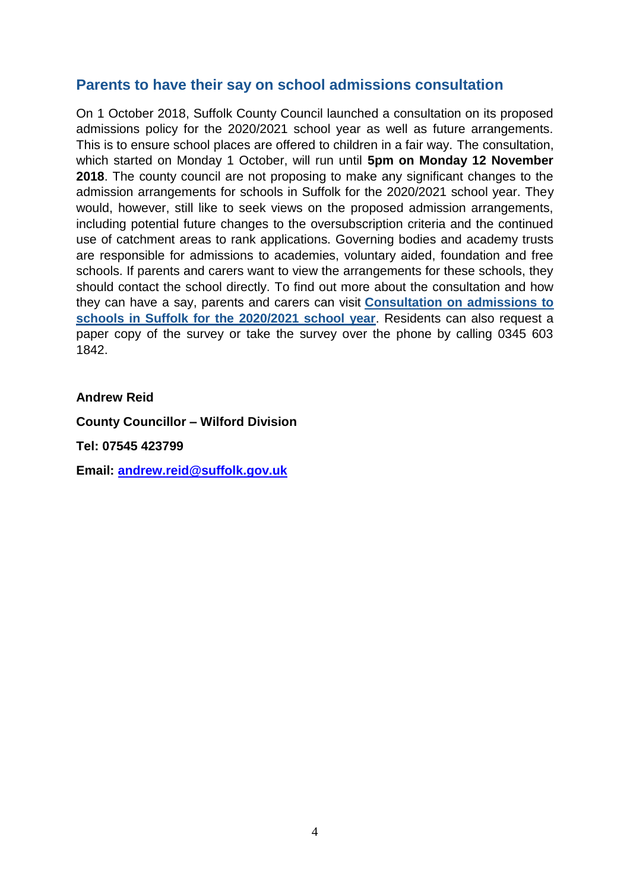## Parents to have their say on school admissions consultation

On 1 October 2018, Suffolk County Council launched a consultation on its proposed admissions policy for the 2020/2021 school year as well as future arrangements. This is to ensure school places are offered to children in a fair way. The consultation, which started on Monday 1 October, will run until **5pm on Monday 12 November 2018**. The county council are not proposing to make any significant changes to the admission arrangements for schools in Suffolk for the 2020/2021 school year. They would, however, still like to seek views on the proposed admission arrangements, including potential future changes to the oversubscription criteria and the continued use of catchment areas to rank applications. Governing bodies and academy trusts are responsible for admissions to academies, voluntary aided, foundation and free schools. If parents and carers want to view the arrangements for these schools, they should contact the school directly. To find out more about the consultation and how they can have a say, parents and carers can visit **Consultation on admissions to schools in Suffolk for the 2020/2021 school year**. Residents can also request a paper copy of the survey or take the survey over the phone by calling 0345 603 1842.

**Andrew Reid**

**County Councillor – Wilford Division**

**Tel: 07545 423799**

**Email: andrew.reid@suffolk.gov.uk**